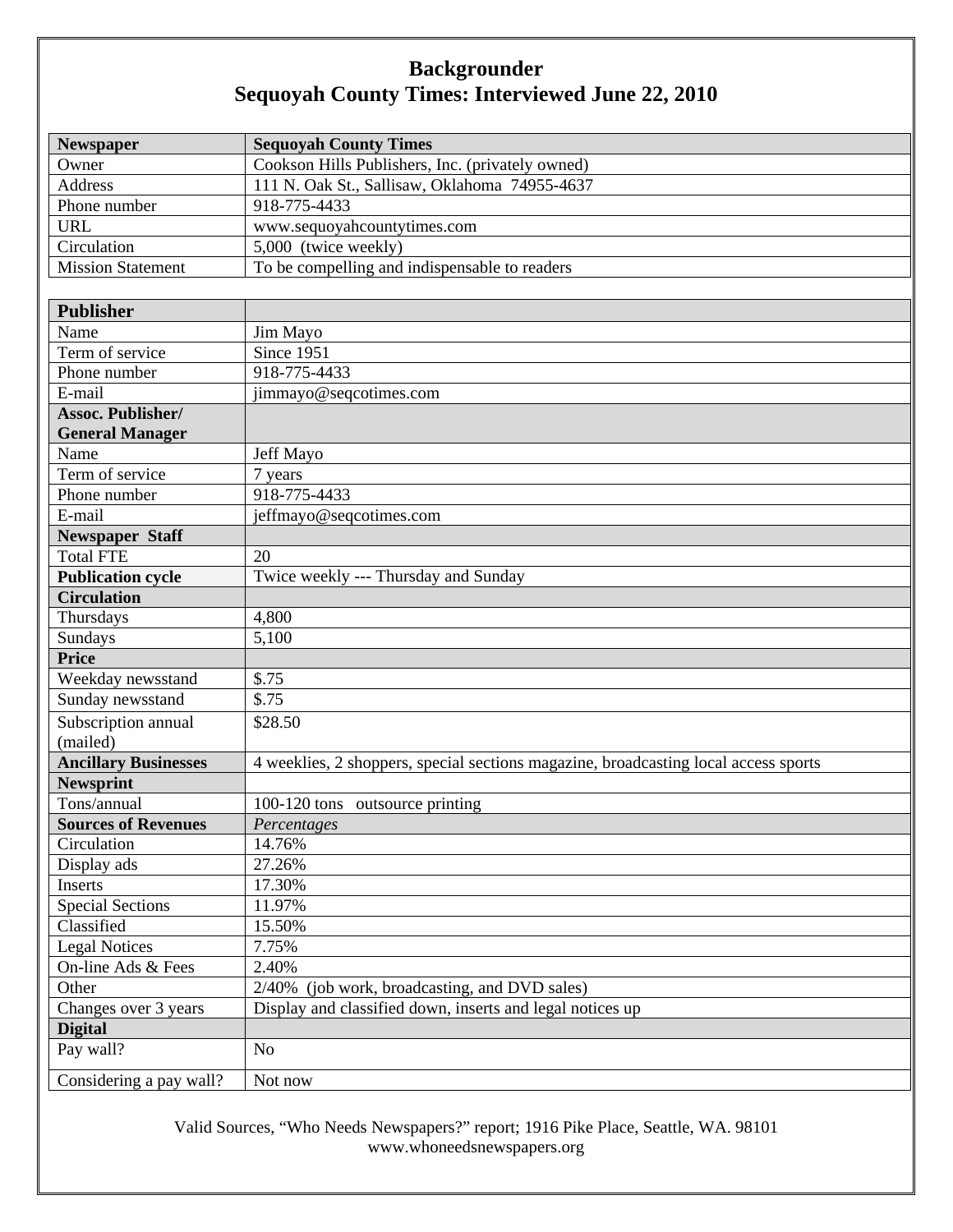# Backgrounder
## Sequoyah County Times: Interviewed June 22, 2010

| Newspaper | Sequoyah County Times |
|---|---|
| Owner | Cookson Hills Publishers, Inc. (privately owned) |
| Address | 111 N. Oak St., Sallisaw, Oklahoma 74955-4637 |
| Phone number | 918-775-4433 |
| URL | www.sequoyahcountytimes.com |
| Circulation | 5,000 (twice weekly) |
| Mission Statement | To be compelling and indispensable to readers |

| **Publisher** | |
|---|---|
| Name | Jim Mayo |
| Term of service | Since 1951 |
| Phone number | 918-775-4433 |
| E-mail | jimmayo@seqcotimes.com |
| **Assoc. Publisher/ General Manager** | |
| Name | Jeff Mayo |
| Term of service | 7 years |
| Phone number | 918-775-4433 |
| E-mail | jeffmayo@seqcotimes.com |
| **Newspaper Staff** | |
| Total FTE | 20 |
| **Publication cycle** | Twice weekly --- Thursday and Sunday |
| **Circulation** | |
| Thursdays | 4,800 |
| Sundays | 5,100 |
| **Price** | |
| Weekday newsstand | $.75 |
| Sunday newsstand | $.75 |
| Subscription annual (mailed) | $28.50 |
| **Ancillary Businesses** | 4 weeklies, 2 shoppers, special sections magazine, broadcasting local access sports |
| **Newsprint** | |
| Tons/annual | 100-120 tons outsource printing |
| **Sources of Revenues** | *Percentages* |
| Circulation | 14.76% |
| Display ads | 27.26% |
| Inserts | 17.30% |
| Special Sections | 11.97% |
| Classified | 15.50% |
| Legal Notices | 7.75% |
| On-line Ads & Fees | 2.40% |
| Other | 2/40% (job work, broadcasting, and DVD sales) |
| Changes over 3 years | Display and classified down, inserts and legal notices up |
| **Digital** | |
| Pay wall? | No |
| Considering a pay wall? | Not now |

Valid Sources, "Who Needs Newspapers?" report; 1916 Pike Place, Seattle, WA. 98101
www.whoneedsnewspapers.org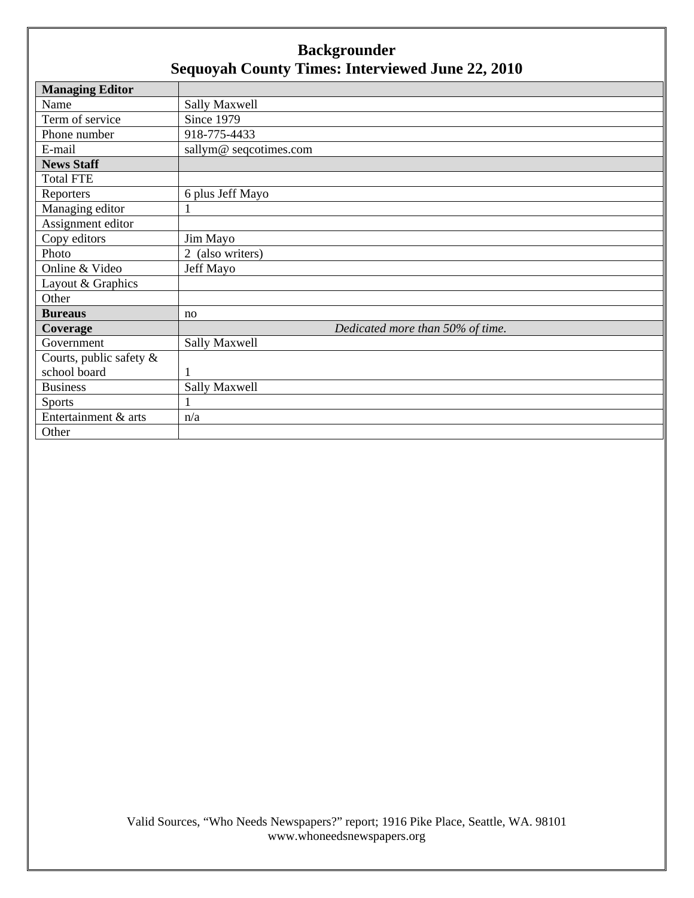# Backgrounder
## Sequoyah County Times: Interviewed June 22, 2010

| | |
|---|---|
| **Managing Editor** | |
| Name | Sally Maxwell |
| Term of service | Since 1979 |
| Phone number | 918-775-4433 |
| E-mail | sallym@ seqcotimes.com |
| **News Staff** | |
| Total FTE | |
| Reporters | 6 plus Jeff Mayo |
| Managing editor | 1 |
| Assignment editor | |
| Copy editors | Jim Mayo |
| Photo | 2 (also writers) |
| Online & Video | Jeff Mayo |
| Layout & Graphics | |
| Other | |
| **Bureaus** | no |
| **Coverage** | *Dedicated more than 50% of time.* |
| Government | Sally Maxwell |
| Courts, public safety & school board | 1 |
| Business | Sally Maxwell |
| Sports | 1 |
| Entertainment & arts | n/a |
| Other | |

Valid Sources, "Who Needs Newspapers?" report; 1916 Pike Place, Seattle, WA. 98101
www.whoneedsnewspapers.org